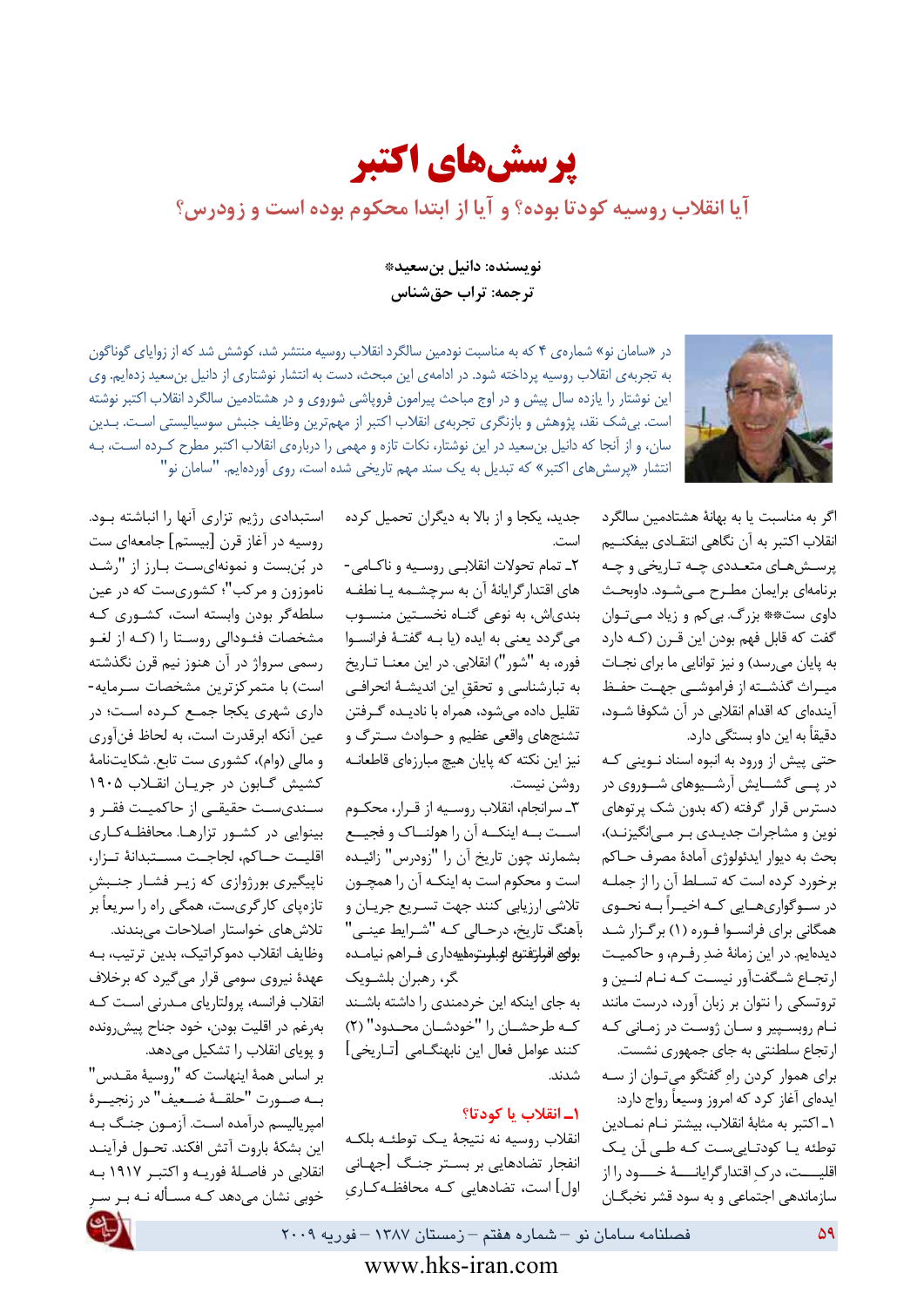# پرسش‌های اکتبر

## آیا انقلاب روسیه کودتا بوده؟ و آیا از ابتدا محکوم بوده است و زودرس؟

**نویسنده: دانیل بن‌سعید***

**ترجمه: تراب حق‌شناس**

در «سامان نو» شماره‌ی ۴ که به مناسبت نودمین سالگرد انقلاب روسیه منتشر شد، کوشش شد که از زوایای گوناگون به تجربه‌ی انقلاب روسیه پرداخته شود. در ادامه‌ی این مبحث، دست به انتشار نوشتاری از دانیل بن‌سعید زده‌ایم. وی این نوشتار را یازده سال پیش و در اوج مباحث پیرامون فروپاشی شوروی و در هشتادمین سالگرد انقلاب اکتبر نوشته است. بی‌شک نقد، پژوهش و بازنگری تجربه‌ی انقلاب اکتبر از مهم‌ترین وظایف جنبش سوسیالیستی است. بدین سان، و از آنجا که دانیل بن‌سعید در این نوشتار، نکات تازه و مهمی را درباره‌ی انقلاب اکتبر مطرح کرده است، به انتشار «پرسش‌های اکتبر» که تبدیل به یک سند مهم تاریخی شده است، روی آورده‌ایم. "سامان نو"

اگر به مناسبت یا به بهانهٔ هشتادمین سالگرد انقلاب اکتبر به آن نگاهی انتقادی بیفکنیم پرسش‌های متعددی چه تاریخی و چه برنامه‌ای برایمان مطرح می‌شود. داوبحث داوی ست** بزرگ. بی‌کم و زیاد می‌توان گفت که قابل فهم بودن این قرن (که دارد به پایان می‌رسد) و نیز توانایی ما برای نجات میراث گذشته از فراموشی جهت حفظ آینده‌ای که اقدام انقلابی در آن شکوفا شود، دقیقاً به این داو بستگی دارد.

حتی پیش از ورود به انبوه اسناد نوینی که در پی گشایش آرشیوهای شوروی در دسترس قرار گرفته (که بدون شک پرتوهای نوین و مشاجرات جدیدی بر می‌انگیزند)، بحث به دیوار ایدئولوژی آمادهٔ مصرف حاکم برخورد کرده است که تسلط آن را از جمله در سوگواری‌هایی که اخیراً به نحوی همگانی برای فرانسوا فوره (۱) برگزار شد دیده‌ایم. در این زمانهٔ ضد رفرم، و حاکمیت ارتجاع شگفت‌آور نیست که نام لنین و تروتسکی را نتوان بر زبان آورد، درست مانند نام روبسپیر و سان ژوست در زمانی که ارتجاع سلطنتی به جای جمهوری نشست.

برای هموار کردن راهِ گفتگو می‌توان از سه ایده‌ای آغاز کرد که امروز وسیعاً رواج دارد:

۱ـ اکتبر به مثابهٔ انقلاب، بیشتر نام نمادین توطئه یا کودتایی‌ست که طی آن یک اقلیت، درک اقتدارگرایانهٔ خود را از سازماندهی اجتماعی و به سود قشر نخبگان جدید، یکجا و از بالا به دیگران تحمیل کرده است.

۲ـ تمام تحولات انقلابی روسیه و ناکامی‌های اقتدارگرایانهٔ آن به سرچشمه یا نطفه بندی‌اش، به نوعی گناه نخستین منسوب می‌گردد یعنی به ایده (یا به گفتهٔ فرانسوا فوره، به "شور") انقلابی. در این معنا تاریخ به تبارشناسی و تحققِ این اندیشهٔ انحرافی تقلیل داده می‌شود، همراه با نادیده گرفتن تشنج‌های واقعی عظیم و حوادث سترگ و نیز این نکته که به پایان هیچ مبارزه‌ای قاطعانه روشن نیست.

۳ـ سرانجام، انقلاب روسیه از قرار، محکوم است به اینکه آن را هولناک و فجیع بشمارند چون تاریخ آن را "زودرس" زائیده است و محکوم است به اینکه آن را همچون تلاشی ارزیابی کنند جهت تسریع جریان و بآهنگ تاریخ، درحالی که "شرایط عینی" بولوی افزارتیقرآن ابتیلیریستملیه‌داری فراهم نیامده گر، رهبران بلشویک به جای اینکه این خردمندی را داشته باشند که طرحشان را "خودشان محدود" (۲) کنند عوامل فعال این نابهنگامی [تاریخی] شدند.

### ۱ـ انقلاب یا کودتا؟

انقلاب روسیه نه نتیجهٔ یک توطئه بلکه انفجار تضادهایی بر بستر جنگ [جهانی اول] است، تضادهایی که محافظه‌کاریِ استبدادی رژیم تزاری آنها را انباشته بود. روسیه در آغاز قرن [بیستم] جامعه‌ای ست در بُن‌بست و نمونه‌ای‌ست بارز از "رشد ناموزون و مرکب"؛ کشوری‌ست که در عین سلطه‌گر بودن وابسته است، کشوری که مشخصات فئودالی روستا را (که از لغو رسمی سرواژ در آن هنوز نیم قرن نگذشته است) با متمرکزترین مشخصات سرمایه‌داری شهری یکجا جمع کرده است؛ در عین آنکه ابرقدرت است، به لحاظ فن‌آوری و مالی (وام)، کشوری ست تابع. شکایتنامهٔ کشیش گابون در جریان انقلاب ۱۹۰۵ سندی‌ست حقیقی از حاکمیت فقر و بینوایی در کشور تزارها. محافظه‌کاری اقلیت حاکم، لجاجت مستبدانهٔ تزار، ناپیگیری بورژوازی که زیر فشار جنبشِ تازه‌پای کارگری‌ست، همگی راه را سریعاً بر تلاش‌های خواستار اصلاحات می‌بندند.

وظایف انقلاب دموکراتیک، بدین ترتیب، به عهدهٔ نیروی سومی قرار می‌گیرد که برخلاف انقلاب فرانسه، پرولتاریای مدرنی است که به‌رغم در اقلیت بودن، خود جناح پیش‌رونده و پویای انقلاب را تشکیل می‌دهد.

بر اساس همهٔ اینهاست که "روسیهٔ مقدس" به صورت "حلقهٔ ضعیف" در زنجیرهٔ امپریالیسم درآمده است. آزمون جنگ به این بشکهٔ باروت آتش افکند. تحول فرآیند انقلابی در فاصلهٔ فوریه و اکتبر ۱۹۱۷ به خوبی نشان می‌دهد که مسأله نه بر سر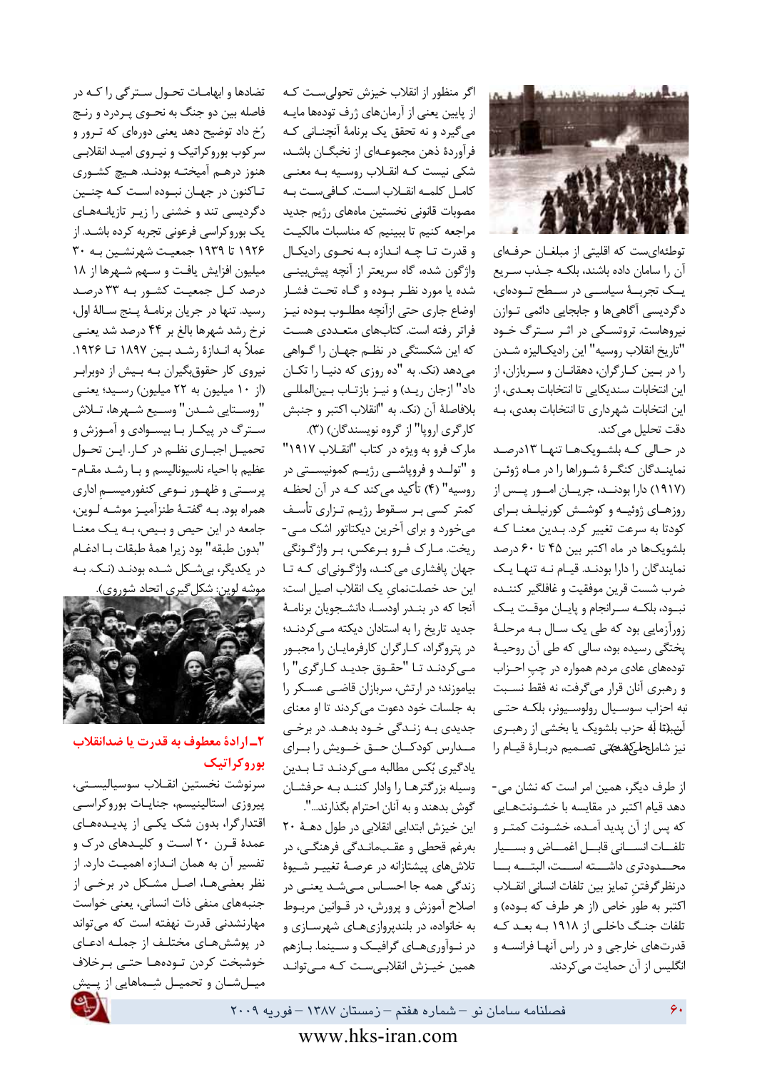توطئه‌ای‌ست که اقلیتی از مبلغان حرفه‌ای آن را سامان داده باشند، بلکه جذب سریع یک تجربهٔ سیاسی در سطح توده‌ای، دگردیسی آگاهی‌ها و جابجایی دائمی توازن نیروهاست. تروتسکی در اثر سترگ خود "تاریخ انقلاب روسیه" این رادیکالیزه شدن را در بین کارگران، دهقانان و سربازان، از این انتخابات سندیکایی تا انتخابات بعدی، از این انتخابات شهرداری تا انتخابات بعدی، به دقت تحلیل می‌کند.

در حالی که بلشویک‌ها تنها ۱۳درصد نمایندگان کنگرهٔ شوراها را در ماه ژوئن (۱۹۱۷) دارا بودند، جریان امور پس از روزهای ژوئیه و کوشش کورنیلف برای کودتا به سرعت تغییر کرد. بدین معنا که بلشویک‌ها در ماه اکتبر بین ۴۵ تا ۶۰ درصد نمایندگان را دارا بودند. قیام نه تنها یک ضرب شست قرین موفقیت و غافلگیر کننده نبود، بلکه سرانجام و پایان موقت یک زورآزمایی بود که طی یک سال به مرحلهٔ پختگی رسیده بود، سالی که طی آن روحیهٔ توده‌های عادی مردم همواره در چپ احزاب و رهبری آنان قرار می‌گرفت، نه فقط نسبت به احزاب سوسیال رولوسیونر، بلکه حتی نسبت به حزب بلشویک یا بخشی از رهبری آن که مخالف تصمیم دربارهٔ قیام را نیز شامل می‌شد.

از طرف دیگر، همین امر است که نشان می‌دهد قیام اکتبر در مقایسه با خشونت‌هایی که پس از آن پدید آمده، خشونت کمتر و تلفات انسانی قابل اغماض و بسیار محدودتری داشته است، البته با درنظرگرفتن تمایز بین تلفات انسانی انقلاب اکتبر به طور خاص (از هر طرف که بوده) و تلفات جنگ داخلی از ۱۹۱۸ به بعد که قدرت‌های خارجی و در راس آنها فرانسه و انگلیس از آن حمایت می‌کردند.

اگر منظور از انقلاب خیزش تحولی‌ست که از پایین یعنی از آرمان‌های ژرف توده‌ها مایه می‌گیرد و نه تحقق یک برنامهٔ آنچنانی که فرآوردهٔ ذهن مجموعه‌ای از نخبگان باشد، شکی نیست که انقلاب روسیه به معنی کامل کلمه انقلاب است. کافی‌ست به مصوبات قانونی نخستین ماه‌های رژیم جدید مراجعه کنیم تا ببینیم که مناسبات مالکیت و قدرت تا چه اندازه به نحوی رادیکال واژگون شده، گاه سریعتر از آنچه پیش‌بینی شده یا مورد نظر بوده و گاه تحت فشار اوضاع جاری حتی ازآنچه مطلوب بوده نیز فراتر رفته است. کتاب‌های متعددی هست که این شکستگی در نظم جهان را گواهی می‌دهد (نک. به "ده روزی که دنیا را تکان داد" ازجان رید) و نیز بازتاب بین‌المللی بلافاصلهٔ آن (نک. به "انقلاب اکتبر و جنبش کارگری اروپا" از گروه نویسندگان) (۳).

مارک فرو به ویژه در کتاب "انقلاب ۱۹۱۷" و "تولد و فروپاشی رژیم کمونیستی در روسیه" (۴) تأکید می‌کند که در آن لحظه کمتر کسی بر سقوط رژیم تزاری تأسف می‌خورد و برای آخرین دیکتاتور اشک می‌ریخت. مارک فرو برعکس، بر واژگونگی جهان پافشاری می‌کند، واژگونی‌ای که تا این حد خصلت‌نمای یک انقلاب اصیل است: آنجا که در بندر اودسا، دانشجویان برنامهٔ جدید تاریخ را به استادان دیکته می‌کردند؛ در پتروگراد، کارگران کارفرمایان را مجبور می‌کردند تا "حقوق جدید کارگری" را بیاموزند؛ در ارتش، سربازان قاضی عسکر را به جلسات خود دعوت می‌کردند تا او معنای جدیدی به زندگی خود بدهد. در برخی مدارس کودکان حق خویش را برای یادگیری بُکس مطالبه می‌کردند تا بدین وسیله بزرگترها را وادار کنند به حرفشان گوش بدهند و به آنان احترام بگذارند...".

این خیزش ابتدایی انقلابی در طول دههٔ ۲۰ به‌رغم قحطی و عقب‌ماندگی فرهنگی، در تلاش‌های پیشتازانه در عرصهٔ تغییر شیوهٔ زندگی همه جا احساس می‌شد یعنی در اصلاح آموزش و پرورش، در قوانین مربوط به خانواده، در بلندپروازی‌های شهرسازی و در نوآوری‌های گرافیک و سینما. بازهم همین خیزش انقلابی‌ست که می‌تواند تضادها و ابهامات تحول سترگی را که در فاصله بین دو جنگ به نحوی پردرد و رنج رُخ داد توضیح دهد یعنی دوره‌ای که ترور و سرکوب بوروکراتیک و نیروی امید انقلابی هنوز درهم آمیخته بودند. هیچ کشوری تاکنون در جهان نبوده است که چنین دگردیسی تند و خشنی را زیر تازیانه‌های یک بوروکراسی فرعونی تجربه کرده باشد. از ۱۹۲۶ تا ۱۹۳۹ جمعیت شهرنشین به ۳۰ میلیون افزایش یافت و سهم شهرها از ۱۸ درصد کل جمعیت کشور به ۳۳ درصد رسید. تنها در جریان برنامهٔ پنج سالهٔ اول، نرخ رشد شهرها بالغ بر ۴۴ درصد شد یعنی عملاً به اندازهٔ رشد بین ۱۸۹۷ تا ۱۹۲۶. نیروی کار حقوق‌بگیران به بیش از دوبرابر (از ۱۰ میلیون به ۲۲ میلیون) رسید؛ یعنی "روستایی شدن" وسیع شهرها، تلاش سترگ در پیکار با بیسوادی و آموزش و تحمیل اجباری نظم در کار. این تحول عظیم با احیاء ناسیونالیسم و با رشد مقام‌پرستی و ظهور نوعی کنفورمیسم اداری همراه بود. به گفتهٔ طنزآمیز موشه لوین، جامعه در این حیص و بیص، به یک معنا "بدون طبقه" بود زیرا همهٔ طبقات با ادغام در یکدیگر، بی‌شکل شده بودند (نک. به موشه لوین: شکل‌گیری اتحاد شوروی).

## ۲ــ ارادهٔ معطوف به قدرت یا ضدانقلاب بوروکراتیک

سرنوشت نخستین انقلاب سوسیالیستی، پیروزی استالینیسم، جنایات بوروکراسی اقتدارگرا، بدون شک یکی از پدیده‌های عمدهٔ قرن ۲۰ است و کلیدهای درک و تفسیر آن به همان اندازه اهمیت دارد. از نظر بعضی‌ها، اصل مشکل در برخی از جنبه‌های منفی ذات انسانی، یعنی خواست مهارنشدنی قدرت نهفته است که می‌تواند در پوشش‌های مختلف از جمله ادعای خوشبخت کردن توده‌ها حتی برخلاف میل‌شان و تحمیل شِماهایی از پیش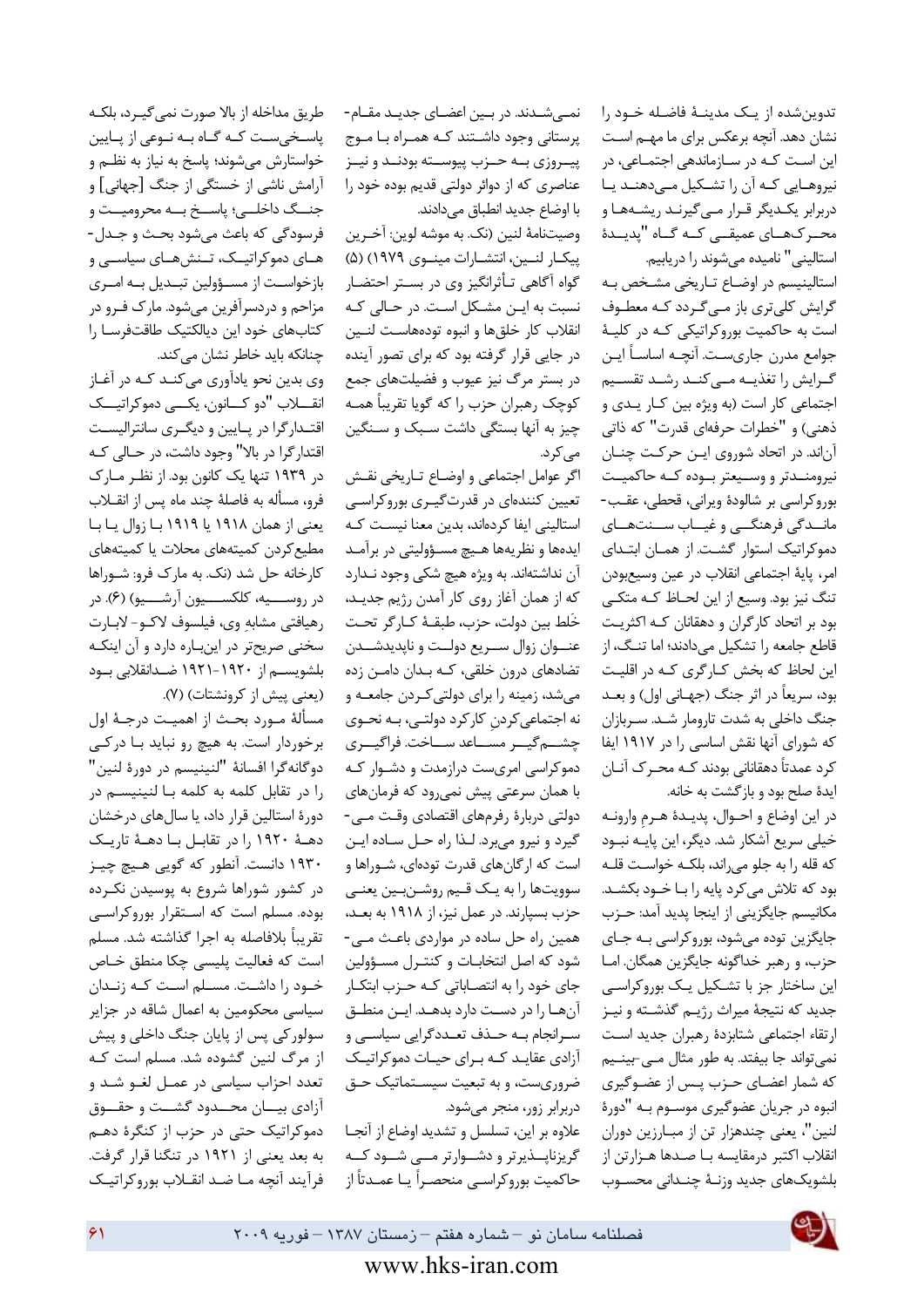تدوین‌شده از یک مدینهٔ فاضله خود را نشان دهد. آنچه برعکس برای ما مهم است این است که در سازماندهی اجتماعی، در نیروهایی که آن را تشکیل می‌دهند یا دربرابر یکدیگر قرار می‌گیرند ریشه‌ها و محرک‌های عمیقی که گاه "پدیدهٔ استالینی" نامیده می‌شوند را دریابیم.

استالینیسم در اوضاع تاریخی مشخص به گرایش کلی‌تری باز می‌گردد که معطوف است به حاکمیت بوروکراتیکی که در کلیهٔ جوامع مدرن جاری‌ست. آنچه اساساً این گرایش را تغذیه می‌کند رشد تقسیم اجتماعی کار است (به ویژه بین کار یدی و ذهنی) و "خطرات حرفه‌ای قدرت" که ذاتی آن‌اند. در اتحاد شوروی این حرکت چنان نیرومندتر و وسیع‌تر بوده که حاکمیت بوروکراسی بر شالودهٔ ویرانی، قحطی، عقب‌ماندگی فرهنگی و غیاب سنت‌های دموکراتیک استوار گشت. از همان ابتدای امر، پایهٔ اجتماعی انقلاب در عین وسیع‌بودن تنگ نیز بود. وسیع از این لحاظ که متکی بود بر اتحاد کارگران و دهقانان که اکثریت قاطع جامعه را تشکیل می‌دادند؛ اما تنگ، از این لحاظ که بخش کارگری که در اقلیت بود، سریعاً در اثر جنگ (جهانی اول) و بعد جنگ داخلی به شدت تارومار شد. سربازان که شورای آنها نقش اساسی را در ۱۹۱۷ ایفا کرد عمدتاً دهقانانی بودند که محرک آنان ایدهٔ صلح بود و بازگشت به خانه.

در این اوضاع و احوال، پدیدهٔ هرمِ وارونه خیلی سریع آشکار شد. دیگر، این پایه نبود که قله را به جلو می‌راند، بلکه خواست قله بود که تلاش می‌کرد پایه را با خود بکشد. مکانیسم جایگزینی از اینجا پدید آمد: حزب جایگزین توده می‌شود، بوروکراسی به جای حزب، و رهبر خداگونه جایگزین همگان. اما این ساختار جز با تشکیل یک بوروکراسی جدید که نتیجهٔ میراث رژیم گذشته و نیز ارتقاء اجتماعی شتابزدهٔ رهبران جدید است نمی‌تواند جا بیفتد. به طور مثال می‌بینیم که شمار اعضای حزب پس از عضوگیری انبوه در جریان عضوگیری موسوم به "دورهٔ لنین"، یعنی چندهزار تن از مبارزین دوران انقلاب اکثر درمقایسه با صدها هزارتن از بلشویک‌های جدید وزنهٔ چندانی محسوب نمی‌شدند. در بین اعضای جدید مقام‌پرستانی وجود داشتند که همراه با موج پیروزی به حزب پیوسته بودند و نیز عناصری که از دوائر دولتی قدیم بوده خود را با اوضاع جدید انطباق می‌دادند.

وصیت‌نامهٔ لنین (نک. به موشه لوین: آخرین پیکار لنین، انتشارات مینوی ۱۹۷۹) (۵) گواه آگاهی تـأثرانگیز وی در بستر احتضار نسبت به این مشکل است. در حالی که انقلاب کار خلق‌ها و انبوه توده‌هاست لنین در جایی قرار گرفته بود که برای تصور آینده در بستر مرگ نیز عیوب و فضیلت‌های جمع کوچک رهبران حزب را که گویا تقریباً همه چیز به آنها بستگی داشت سبک و سنگین می‌کرد.

اگر عوامل اجتماعی و اوضاع تاریخی نقش تعیین کننده‌ای در قدرت‌گیری بوروکراسی استالینی ایفا کرده‌اند، بدین معنا نیست که ایده‌ها و نظریه‌ها هیچ مسؤولیتی در برآمد آن نداشته‌اند. به ویژه هیچ شکی وجود ندارد که از همان آغاز روی کار آمدن رژیم جدید، خَلط بین دولت، حزب، طبقهٔ کارگر تحت عنوان زوال سریع دولت و ناپدیدشدن تضادهای درون خلقی، که بدان دامن زده می‌شد، زمینه را برای دولتی‌کردن جامعه و نه اجتماعی‌کردن کارکرد دولتی، به نحوی چشمگیر مساعد ساخت. فراگیری دموکراسی امری‌ست درازمدت و دشوار که با همان سرعتی پیش نمی‌رود که فرمان‌های دولتی دربارهٔ رفرم‌های اقتصادی وقت می‌گیرد و نیرو می‌برد. لذا راه حل ساده این است که ارگان‌های قدرت توده‌ای، شوراها و سوویت‌ها را به یک قیم روشن‌بین یعنی حزب بسپارند. در عمل نیز، از ۱۹۱۸ به بعد، همین راه حل ساده در مواردی باعث می‌شود که اصل انتخابات و کنترل مسؤولین جای خود را به انتصاباتی که حزب ابتکار آن‌ها را در دست دارد بدهد. این منطق سرانجام به حذف تعددگرایی سیاسی و آزادی عقاید که برای حیات دموکراتیک ضروری‌ست، و به تبعیت سیستماتیک حق دربرابر زور، منجر می‌شود.

علاوه بر این، تسلسل و تشدید اوضاع از آنجا گریزناپذیرتر و دشوارتر می‌شود که حاکمیت بوروکراسی منحصراً یا عمدتاً از طریق مداخله از بالا صورت نمی‌گیرد، بلکه پاسخی‌ست که گاه به نوعی از پایین خواستارش می‌شوند؛ پاسخ به نیاز به نظم و آرامش ناشی از خستگی از جنگ [جهانی] و جنگ داخلی؛ پاسخ به محرومیت و فرسودگی که باعث می‌شود بحث و جدل‌های دموکراتیک، تنش‌های سیاسی و بازخواست از مسؤولین تبدیل به امری مزاحم و دردسرآفرین می‌شود. مارک فرو در کتاب‌های خود این دیالکتیک طاقت‌فرسا را چنانکه باید خاطر نشان می‌کند.

وی بدین نحو یادآوری می‌کند که در آغاز انقلاب "دو کانون، یکی دموکراتیک اقتدارگرا در پایین و دیگری سانترالیست اقتدارگرا در بالا" وجود داشت، در حالی که در ۱۹۳۹ تنها یک کانون بود. از نظر مارک فرو، مسأله به فاصلهٔ چند ماه پس از انقلاب یعنی از همان ۱۹۱۸ یا ۱۹۱۹ با زوال یا با مطیع‌کردن کمیته‌های محلات یا کمیته‌های کارخانه حل شد (نک. به مارک فرو: شوراها در روسیه، کلکسیون آرشیو) (۶). در رهیافتی مشابه وی، فیلسوف لاکو- لابارت سخنی صریح‌تر در این‌باره دارد و آن اینکه بلشویسم از ۱۹۲۰-۱۹۲۱ ضدانقلابی بود (یعنی پیش از کرونشتات) (۷).

مسألهٔ مورد بحث از اهمیت درجهٔ اول برخوردار است. به هیچ رو نباید با درکی دوگانه‌گرا افسانهٔ "لنینیسم در دورهٔ لنین" را در تقابل کلمه به کلمه با لنینیسم در دورهٔ استالین قرار داد، یا سال‌های درخشان دهـهٔ ۱۹۲۰ را در تقابل با دههٔ تاریک ۱۹۳۰ دانست. آنطور که گویی هیچ چیز در کشور شوراها شروع به پوسیدن نکرده بوده. مسلم است که استقرار بوروکراسی تقریباً بلافاصله به اجرا گذاشته شد. مسلم است که فعالیت پلیسی چکا منطق خاص خود را داشت. مسلم است که زندان سیاسی محکومین به اعمال شاقه در جزایر سولورکی پس از پایان جنگ داخلی و پیش از مرگ لنین گشوده شد. مسلم است که تعدد احزاب سیاسی در عمل لغو شد و آزادی بیان محدود گشت و حقوق دموکراتیک حتی در حزب از کنگرهٔ دهم به بعد یعنی از ۱۹۲۱ در تنگنا قرار گرفت. فرآیند آنچه ما ضد انقلاب بوروکراتیک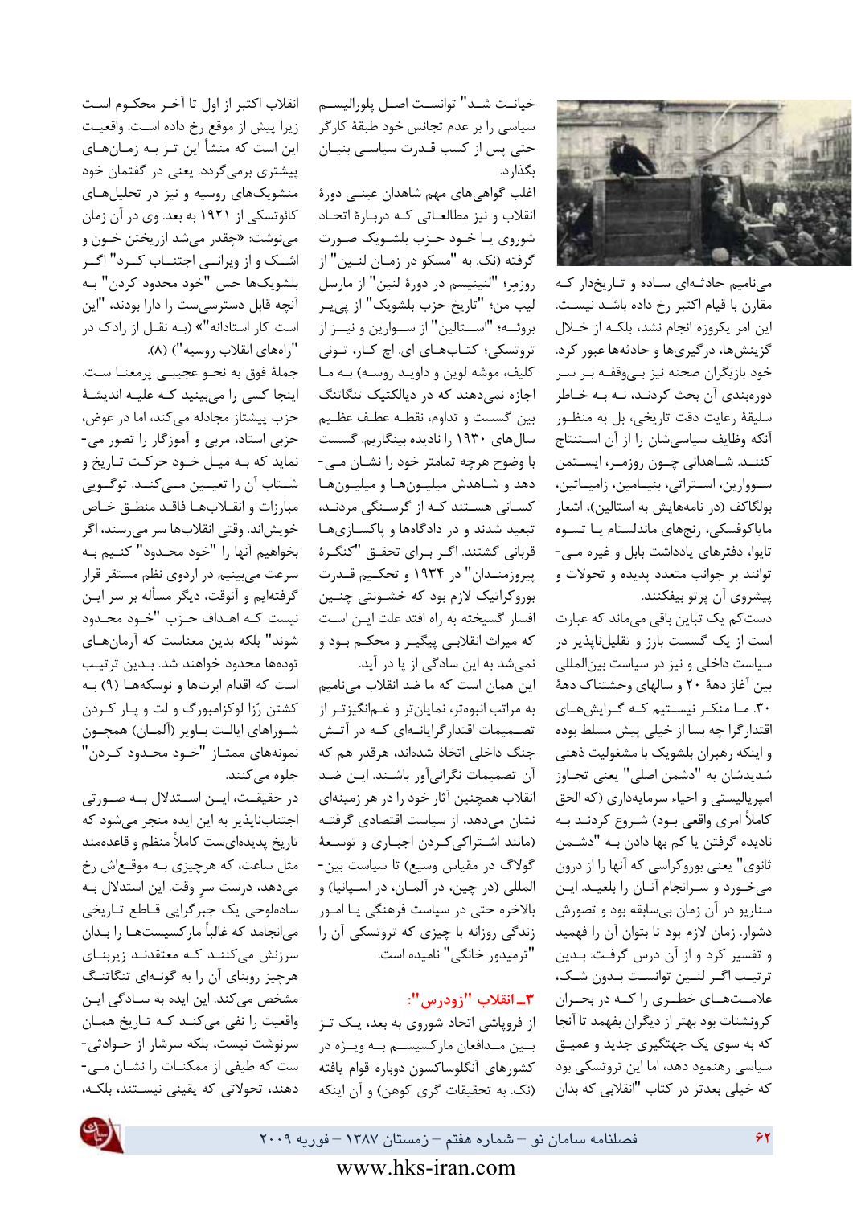می‌نامیم حادثه‌ای ساده و تاریخدار که مقارن با قیام اکتبر رخ داده باشد نیست. این امر یکروزه انجام نشد، بلکه از خلال گزینش‌ها، درگیری‌ها و حادثه‌ها عبور کرد. خود بازیگران صحنه نیز بی‌وقفه بر سر دوره‌بندی آن بحث کردند، نه به خاطر سلیقهٔ رعایت دقت تاریخی، بل به منظور آنکه وظایف سیاسی‌شان را از آن استنتاج کنند. شاهدانی چون رزمر، ایستمن سووارین، استراتی، بنیامین، زامیاتین، بولگاکف (در نامه‌هایش به استالین)، اشعار مایاکوفسکی، رنج‌های ماندلستام یا تسوه تایوا، دفترهای یادداشت بابل و غیره می‌توانند بر جوانب متعدد پدیده و تحولات و پیشروی آن پرتو بیفکنند.

دست‌کم یک تباین باقی می‌ماند که عبارت است از یک گسست بارز و تقلیل‌ناپذیر در سیاست داخلی و نیز در سیاست بین‌المللی بین آغاز دههٔ ۲۰ و سال‌های وحشتناک دههٔ ۳۰. ما منکر نیستیم که گرایش‌های اقتدارگرا چه بسا از خیلی پیش مسلط بوده و اینکه رهبران بلشویک با مشغولیت ذهنی شدیدشان به "دشمن اصلی" یعنی تجاوز امپریالیستی و احیاء سرمایه‌داری (که الحق کاملاً امری واقعی بود) شروع کردند به نادیده گرفتن یا کم بها دادن به "دشمن ثانوی" یعنی بوروکراسی که آنها را از درون می‌خورد و سرانجام آنان را بلعید. این سناریو در آن زمان بی‌سابقه بود و تصورش دشوار. زمان لازم بود تا بتوان آن را فهمید و تفسیر کرد و از آن درس گرفت. بدین ترتیب اگر لنین توانست بدون شک، علامت‌های خطری را که در بحران کرونشتات بود بهتر از دیگران بفهمد تا آنجا که به سوی یک جهتگیری جدید و عمیق سیاسی رهنمود دهد، اما این تروتسکی بود که خیلی بعدتر در کتاب "انقلابی که بدان خیانت شد" توانست اصل پلورالیسم سیاسی را بر عدم تجانس خود طبقهٔ کارگر حتی پس از کسب قدرت سیاسی بنیان بگذارد.

اغلب گواهی‌های مهم شاهدان عینی دورهٔ انقلاب و نیز مطالعاتی که دربارهٔ اتحاد شوروی یا خود حزب بلشویک صورت گرفته (نک. به "مسکو در زمان لنین" از روزمر؛ "لنینیسم در دورهٔ لنین" از مارسل لیب من؛ "تاریخ حزب بلشویک" از پی‌یر بروئه؛ "استالین" از سووارین و نیز از تروتسکی؛ کتاب‌های ای. چ کار، تونی کلیف، موشه لوین و داوید روسه) به ما اجازه نمی‌دهند که در دیالکتیک تنگاتنگ بین گسست و تداوم، نقطه عطف عظیم سال‌های ۱۹۳۰ را نادیده بینگاریم. گسست با وضوح هرچه تمامتر خود را نشان می‌دهد و شاهدش میلیون‌ها و میلیون‌ها کسانی هستند که از گرسنگی مردند، تبعید شدند و در دادگاه‌ها و پاکسازی‌ها قربانی گشتند. اگر برای تحقق "کنگرهٔ پیروزمندان" در ۱۹۳۴ و تحکیم قدرت بوروکراتیک لازم بود که خشونتی چنین افسار گسیخته به راه افتد علت این است که میراث انقلابی پیگیر و محکم بود و نمی‌شد به این سادگی از پا در آید.

این همان است که ما ضد انقلاب می‌نامیم به مراتب انبوه‌تر، نمایان‌تر و غم‌انگیزتر از تصمیمات اقتدارگرایانه‌ای که در آتش جنگ داخلی اتخاذ شده‌اند، هرقدر هم که آن تصمیمات نگرانی‌آور باشند. این ضد انقلاب همچنین آثار خود را در هر زمینه‌ای نشان می‌دهد، از سیاست اقتصادی گرفته (مانند اشتراکی کردن اجباری و توسعهٔ گولاگ در مقیاس وسیع) تا سیاست بین‌المللی (در چین، در آلمان، در اسپانیا) و بالاخره حتی در سیاست فرهنگی یا امور زندگی روزانه با چیزی که تروتسکی آن را "ترمیدور خانگی" نامیده است.

### ۳ـ انقلاب "زودرس":

از فروپاشی اتحاد شوروی به بعد، یک تز بین مدافعان مارکسیسم به ویژه در کشورهای آنگلوساکسون دوباره قوام یافته (نک. به تحقیقات گری کوهن) و آن اینکه انقلاب اکتبر از اول تا آخر محکوم است زیرا پیش از موقع رخ داده است. واقعیت این است که منشأ این تز به زمان‌های پیشتری برمی‌گردد. یعنی در گفتمان خود منشویک‌های روسیه و نیز در تحلیل‌های کائوتسکی از ۱۹۲۱ به بعد. وی در آن زمان می‌نوشت: «چقدر می‌شد ازریختن خون و اشک و از ویرانی اجتناب کرد" اگر بلشویک‌ها حس "خود محدود کردن" به آنچه قابل دسترسی‌ست را دارا بودند، "این است کار استادانه"» (به نقل از رادک در "راه‌های انقلاب روسیه") (۸).

جملهٔ فوق به نحو عجیبی پرمعنا ست. اینجا کسی را می‌بینید که علیه اندیشهٔ حزب پیشتاز مجادله می‌کند، اما در عوض، حزبی استاد، مربی و آموزگار را تصور می‌نماید که به میل خود حرکت تاریخ و شتاب آن را تعیین می‌کند. توگویی مبارزات و انقلاب‌ها فاقد منطق خاص خویش‌اند. وقتی انقلاب‌ها سر می‌رسند، اگر بخواهیم آنها را "خود محدود" کنیم به سرعت می‌بینیم در اردوی نظم مستقر قرار گرفته‌ایم و آنوقت، دیگر مسأله بر سر این نیست که اهداف حزب "خود محدود شوند" بلکه بدین معناست که آرمان‌های توده‌ها محدود خواهند شد. بدین ترتیب است که اقدام ابرت‌ها و نوسکه‌ها (۹) به کشتن رُزا لوکزامبورگ و لت و پار کردن شوراهای ایالت باویر (آلمان) همچون نمونه‌های ممتاز "خود محدود کردن" جلوه می‌کنند.

در حقیقت، این استدلال به صورتی اجتناب‌ناپذیر به این ایده منجر می‌شود که تاریخ پدیده‌ای‌ست کاملاً منظم و قاعده‌مند مثل ساعت، که هرچیزی به موقع‌اش رخ می‌دهد، درست سرِ وقت. این استدلال به ساده‌لوحی یک جبرگرایی قاطع تاریخی می‌انجامد که غالباً مارکسیست‌ها را بدان سرزنش می‌کنند که معتقدند زیربنای هرچیز روبنای آن را به گونه‌ای تنگاتنگ مشخص می‌کند. این ایده به سادگی این واقعیت را نفی می‌کند که تاریخ همان سرنوشت نیست، بلکه سرشار از حوادثی‌ست که طیفی از ممکنات را نشان می‌دهند، تحولاتی که یقینی نیستند، بلکه،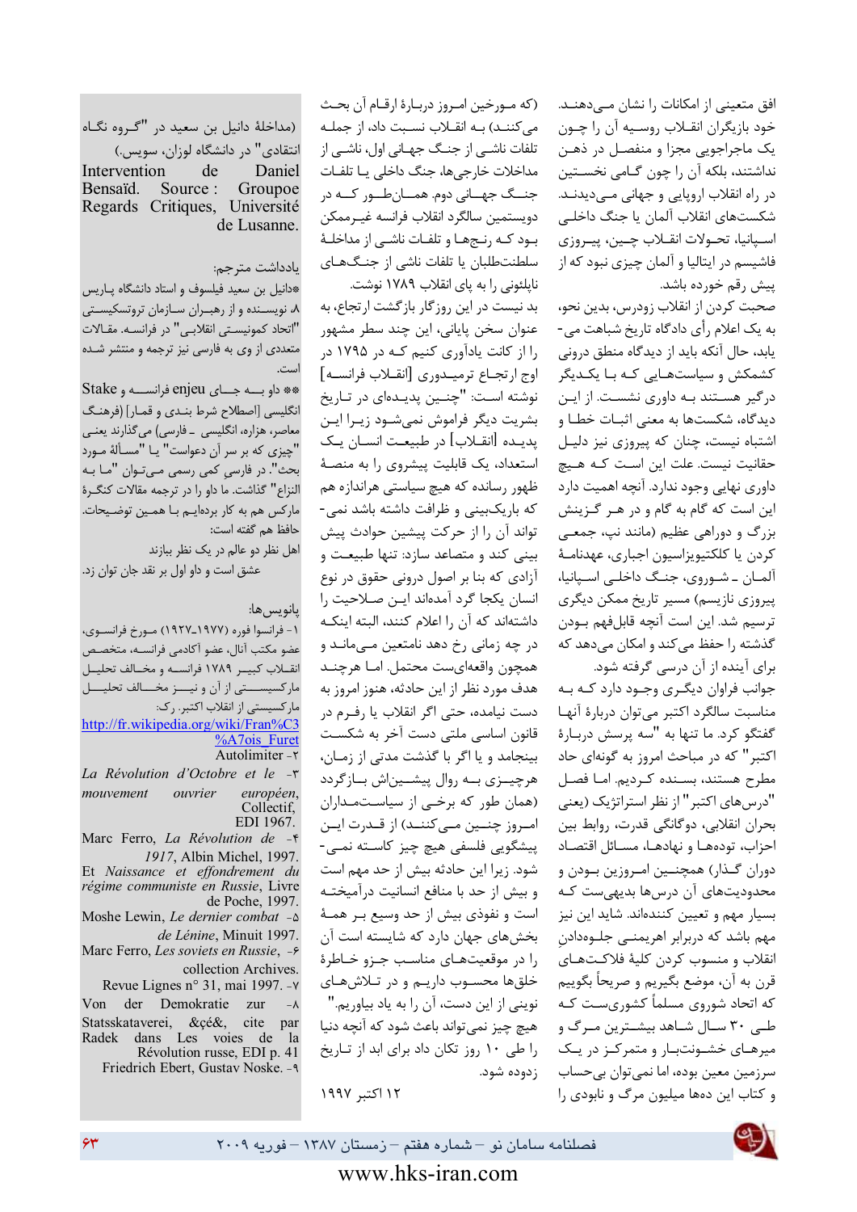افق متعینی از امکانات را نشان می‌دهند. خود بازیگران انقلاب روسیه آن را چون یک ماجراجویی مجزا و منفصل در ذهن نداشتند، بلکه آن را چون گامی نخستین در راه انقلاب اروپایی و جهانی می‌دیدند. شکست‌های انقلاب آلمان یا جنگ داخلی اسپانیا، تحولات انقلاب چین، پیروزی فاشیسم در ایتالیا و آلمان چیزی نبود که از پیش رقم خورده باشد.

صحبت کردن از انقلاب زودرس، بدین نحو، به یک اعلام رأی دادگاه تاریخ شباهت می‌یابد، حال آنکه باید از دیدگاه منطق درونی کشمکش و سیاست‌هایی که با یکدیگر درگیر هستند به داوری نشست. از این دیدگاه، شکست‌ها به معنی اثبات خطا و اشتباه نیست، چنان که پیروزی نیز دلیل حقانیت نیست. علت این است که هیچ داوری نهایی وجود ندارد. آنچه اهمیت دارد این است که گام به گام و در هر گزینش بزرگ و دوراهی عظیم (مانند نپ، جمعی کردن یا کلکتیویزاسیون اجباری، عهدنامهٔ آلمان ـ شوروی، جنگ داخلی اسپانیا، پیروزی نازیسم) مسیر تاریخ ممکن دیگری ترسیم شد. این است آنچه قابل‌فهم بودن گذشته را حفظ می‌کند و امکان می‌دهد که برای آینده از آن درسی گرفته شود.

جوانب فراوان دیگری وجود دارد که به مناسبت سالگرد اکتبر می‌توان دربارهٔ آنها گفتگو کرد. ما تنها به "سه پرسش دربارهٔ اکتبر" که در مباحث امروز به گونه‌ای حاد مطرح هستند، بسنده کردیم. اما فصل "درس‌های اکتبر" از نظر استراتژیک (یعنی بحران انقلابی، دوگانگی قدرت، روابط بین احزاب، توده‌ها و نهادها، مسائل اقتصاد دوران گذار) همچنین امروزین بودن و محدودیت‌های آن درس‌ها بدیهی‌ست که بسیار مهم و تعیین کننده‌اند. شاید این نیز مهم باشد که دربرابر اهریمنی جلوه‌دادنِ انقلاب و منسوب کردن کلیهٔ فلاکت‌های قرن به آن، موضع بگیریم و صریحاً بگوییم که اتحاد شوروی مسلماً کشوری‌ست که طی ۳۰ سال شاهد بیشترین مرگ و میرهای خشونت‌بار و متمرکز در یک سرزمین معین بوده، اما نمی‌توان بی‌حساب و کتاب این ده‌ها میلیون مرگ و نابودی را (که مورخین امروز دربارهٔ ارقام آن بحث می‌کنند) به انقلاب نسبت داد، از جمله تلفات ناشی از جنگ جهانی اول، ناشی از مداخلات خارجی‌ها، جنگ داخلی یا تلفات جنگ جهانی دوم. همان‌طور که در دویستمین سالگرد انقلاب فرانسه غیرممکن بود که رنج‌ها و تلفات ناشی از مداخلهٔ سلطنت‌طلبان یا تلفات ناشی از جنگ‌های ناپلئونی را به پای انقلاب ۱۷۸۹ نوشت.

بد نیست در این روزگار بازگشت ارتجاع، به عنوان سخن پایانی، این چند سطر مشهور را از کانت یادآوری کنیم که در ۱۷۹۵ در اوج ارتجاع ترمیدوری [انقلاب فرانسه] نوشته است: "چنین پدیده‌ای در تاریخ بشریت دیگر فراموش نمی‌شود زیرا این پدیده [انقلاب] در طبیعت انسان یک استعداد، یک قابلیت پیشروی را به منصهٔ ظهور رسانده که هیچ سیاستی هراندازه هم که باریک‌بینی و ظرافت داشته باشد نمی‌تواند آن را از حرکت پیشین حوادث پیش بینی کند و متعاقب سازد: تنها طبیعت و آزادی که بنا بر اصول درونی حقوق در نوع انسان یکجا گرد آمده‌اند این صلاحیت را داشته‌اند که آن را اعلام کنند، البته اینکه در چه زمانی رخ دهد نامتعین می‌ماند و همچون واقعه‌ای‌ست محتمل. اما هرچند هدف مورد نظر از این حادثه، هنوز امروز به دست نیامده، حتی اگر انقلاب یا رفرم در قانون اساسی ملتی دست آخر به شکست بینجامد و یا اگر با گذشت مدتی از زمان، هرچیزی به روال پیشین‌اش بازگردد (همان طور که برخی از سیاستمداران امروز چنین می‌کنند) از قدرت این پیشگویی فلسفی هیچ چیز کاسته نمی‌شود. زیرا این حادثه بیش از حد مهم است و بیش از حد با منافع انسانیت درآمیخته است و نفوذی بیش از حد وسیع بر همهٔ بخش‌های جهان دارد که شایسته است آن را در موقعیت‌های مناسب جزو خاطرهٔ خلق‌ها محسوب داریم و در تلاش‌های نوینی از این دست، آن را به یاد بیاوریم." هیچ چیز نمی‌تواند باعث شود که آنچه دنیا را طی ۱۰ روز تکان داد برای ابد از تاریخ زدوده شود.

۱۲ اکتبر ۱۹۹۷

(مداخلهٔ دانیل بن سعید در "گروه نگاه انتقادی" در دانشگاه لوزان، سویس.)

Intervention de Daniel Bensaïd. Source : Groupe Regards Critiques, Université de Lusanne.

یادداشت مترجم:

*دانیل بن سعید فیلسوف و استاد دانشگاه پاریس ۸ نویسنده و از رهبران سازمان تروتسکیستی "اتحاد کمونیستی انقلابی" در فرانسه. مقالات متعددی از وی به فارسی نیز ترجمه و منتشر شده است.

** داو به جای enjeu فرانسه و Stake انگلیسی [اصطلاح شرط بندی و قمار] (فرهنگ معاصر، هزاره، انگلیسی ـ فارسی) می‌گذارند یعنی "چیزی که بر سر آن دعواست" یا "مسألهٔ مورد بحث". در فارسی کمی رسمی می‌توان "ما به النزاع" گذاشت. ما داو را در ترجمه مقالات کنگرهٔ مارکس هم به کار برده‌ایم با همین توضیحات.

حافظ هم گفته است:

اهل نظر دو عالم در یک نظر ببازند
عشق است و داو اول بر نقد جان توان زد.

پانویس‌ها:

۱- فرانسوا فوره (۱۹۲۷ـ۱۹۹۷) مورخ فرانسوی، عضو مکتب آنال، عضو آکادمی فرانسه، متخصص انقلاب کبیر ۱۷۸۹ فرانسه و مخالف تحلیل مارکسیستی از آن و نیز مخالف تحلیل مارکسیستی از انقلاب اکتبر. رک: http://fr.wikipedia.org/wiki/Fran%C3%A7ois_Furet

۲- Autolimiter

۳- *La Révolution d'Octobre et le mouvement ouvrier européen*, Collectif, EDI 1967.

۴- Marc Ferro, *La Révolution de 1917*, Albin Michel, 1997. Et *Naissance et effondrement du régime communiste en Russie*, Livre de Poche, 1997.

۵- Moshe Lewin, *Le dernier combat de Lénine*, Minuit 1997.

۶- Marc Ferro, *Les soviets en Russie*, collection Archives.

۷- Revue Lignes n° 31, mai 1997.

۸- Von der Demokratie zur Statsskataverei, &çé&, cite par Radek dans Les voies de la Révolution russe, EDI p. 41

۹- Friedrich Ebert, Gustav Noske.